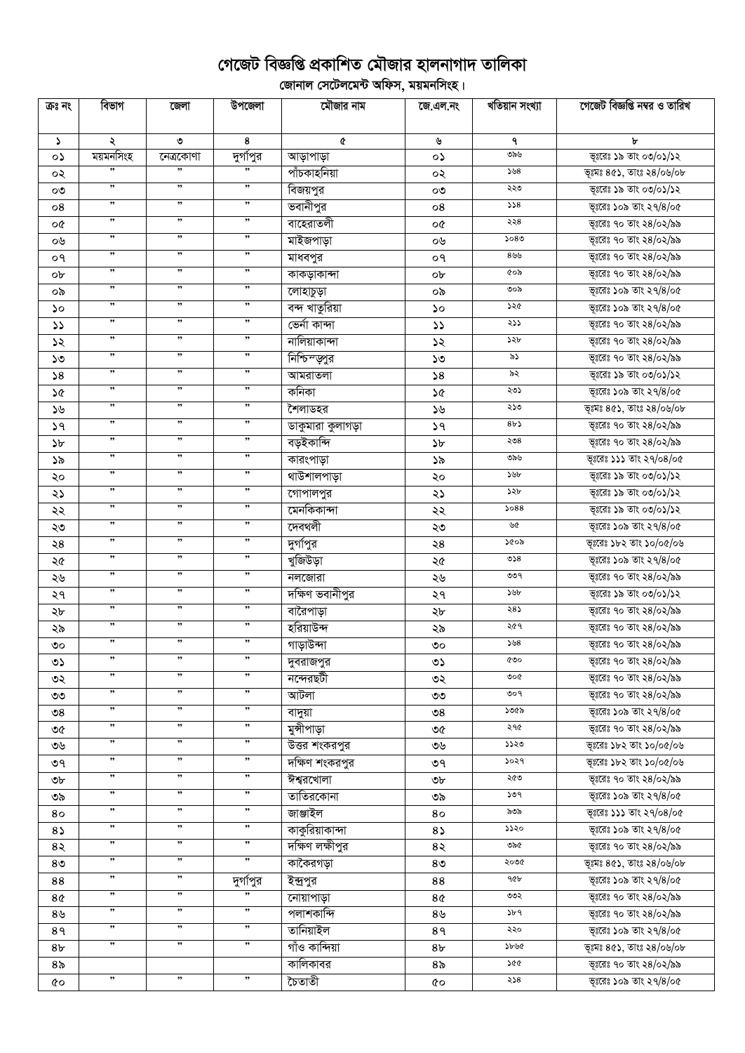# গেজেট বিজ্ঞপ্তি প্রকাশিত মৌজার হালনাগাদ তালিকা

## জোনাল সেটেলমেন্ট অফিস, ময়মনসিংহ।

| ক্রঃ নং | বিভাগ | জেলা | উপজেলা | মৌজার নাম | জে.এল.নং | খতিয়ান সংখ্যা | গেজেট বিজ্ঞপ্তি নম্বর ও তারিখ |
|---|---|---|---|---|---|---|---|
| ১ | ২ | ৩ | ৪ | ৫ | ৬ | ৭ | ৮ |
| ০১ | ময়মনসিংহ | নেত্রকোণা | দুর্গাপুর | আড়াপাড়া | ০১ | ৩৯৬ | ভূঃরেঃ ১৯ তাং ০৩/০১/১২ |
| ০২ | ” | ” | ” | পাঁচকাহনিয়া | ০২ | ১৬৪ | ভূঃমঃ ৪৫১, তাংঃ ২৪/০৬/০৮ |
| ০৩ | ” | ” | ” | বিজয়পুর | ০৩ | ২২৩ | ভূঃরেঃ ১৯ তাং ০৩/০১/১২ |
| ০৪ | ” | ” | ” | ভবানীপুর | ০৪ | ১১৪ | ভূঃরেঃ ১০৯ তাং ২৭/৪/০৫ |
| ০৫ | ” | ” | ” | বাহেরাতলী | ০৫ | ২২৪ | ভূঃরেঃ ৭০ তাং ২৪/০২/৯৯ |
| ০৬ | ” | ” | ” | মাইজপাড়া | ০৬ | ১০৪৩ | ভূঃরেঃ ৭০ তাং ২৪/০২/৯৯ |
| ০৭ | ” | ” | ” | মাধবপুর | ০৭ | ৪৬৬ | ভূঃরেঃ ৭০ তাং ২৪/০২/৯৯ |
| ০৮ | ” | ” | ” | কাকড়াকান্দা | ০৮ | ৫০৯ | ভূঃরেঃ ৭০ তাং ২৪/০২/৯৯ |
| ০৯ | ” | ” | ” | লোহাচুড়া | ০৯ | ৩০৯ | ভূঃরেঃ ১০৯ তাং ২৭/৪/০৫ |
| ১০ | ” | ” | ” | বন্দ খাতুরিয়া | ১০ | ১২৫ | ভূঃরেঃ ১০৯ তাং ২৭/৪/০৫ |
| ১১ | ” | ” | ” | ভের্না কান্দা | ১১ | ২১১ | ভূঃরেঃ ৭০ তাং ২৪/০২/৯৯ |
| ১২ | ” | ” | ” | নালিয়াকান্দা | ১২ | ১২৮ | ভূঃরেঃ ৭০ তাং ২৪/০২/৯৯ |
| ১৩ | ” | ” | ” | নিশ্চিন্তপুর | ১৩ | ৯১ | ভূঃরেঃ ৭০ তাং ২৪/০২/৯৯ |
| ১৪ | ” | ” | ” | আমরাতলা | ১৪ | ৯২ | ভূঃরেঃ ১৯ তাং ০৩/০১/১২ |
| ১৫ | ” | ” | ” | কনিকা | ১৫ | ২৩১ | ভূঃরেঃ ১০৯ তাং ২৭/৪/০৫ |
| ১৬ | ” | ” | ” | শৈলাডহর | ১৬ | ২১৩ | ভূঃমঃ ৪৫১, তাংঃ ২৪/০৬/০৮ |
| ১৭ | ” | ” | ” | ডাকুমারা কুলাগড়া | ১৭ | ৪৮১ | ভূঃরেঃ ৭০ তাং ২৪/০২/৯৯ |
| ১৮ | ” | ” | ” | বড়ইকান্দি | ১৮ | ২৩৪ | ভূঃরেঃ ৭০ তাং ২৪/০২/৯৯ |
| ১৯ | ” | ” | ” | কারংপাড়া | ১৯ | ৩৯৬ | ভূঃরেঃ ১১১ তাং ২৭/০৪/০৫ |
| ২০ | ” | ” | ” | থাউশালপাড়া | ২০ | ১৬৮ | ভূঃরেঃ ১৯ তাং ০৩/০১/১২ |
| ২১ | ” | ” | ” | গোপালপুর | ২১ | ১২৮ | ভূঃরেঃ ১৯ তাং ০৩/০১/১২ |
| ২২ | ” | ” | ” | মেনকিকান্দা | ২২ | ১০৪৪ | ভূঃরেঃ ১৯ তাং ০৩/০১/১২ |
| ২৩ | ” | ” | ” | দেবথলী | ২৩ | ৬৫ | ভূঃরেঃ ১০৯ তাং ২৭/৪/০৫ |
| ২৪ | ” | ” | ” | দুর্গাপুর | ২৪ | ১৫০৯ | ভূঃরেঃ ১৮২ তাং ১০/০৫/০৬ |
| ২৫ | ” | ” | ” | খুজিউড়া | ২৫ | ৩১৪ | ভূঃরেঃ ১০৯ তাং ২৭/৪/০৫ |
| ২৬ | ” | ” | ” | নলজোরা | ২৬ | ৩৩৭ | ভূঃরেঃ ৭০ তাং ২৪/০২/৯৯ |
| ২৭ | ” | ” | ” | দক্ষিণ ভবানীপুর | ২৭ | ১৬৮ | ভূঃরেঃ ১৯ তাং ০৩/০১/১২ |
| ২৮ | ” | ” | ” | বারৈপাড়া | ২৮ | ২৪১ | ভূঃরেঃ ৭০ তাং ২৪/০২/৯৯ |
| ২৯ | ” | ” | ” | হরিয়াউন্দ | ২৯ | ২৫৭ | ভূঃরেঃ ৭০ তাং ২৪/০২/৯৯ |
| ৩০ | ” | ” | ” | গাড়াউন্দা | ৩০ | ১৬৪ | ভূঃরেঃ ৭০ তাং ২৪/০২/৯৯ |
| ৩১ | ” | ” | ” | দুবরাজপুর | ৩১ | ৫৩০ | ভূঃরেঃ ৭০ তাং ২৪/০২/৯৯ |
| ৩২ | ” | ” | ” | নন্দেরছটী | ৩২ | ৩০৫ | ভূঃরেঃ ৭০ তাং ২৪/০২/৯৯ |
| ৩৩ | ” | ” | ” | আটলা | ৩৩ | ৩০৭ | ভূঃরেঃ ৭০ তাং ২৪/০২/৯৯ |
| ৩৪ | ” | ” | ” | বাদুয়া | ৩৪ | ১৩৫৯ | ভূঃরেঃ ১০৯ তাং ২৭/৪/০৫ |
| ৩৫ | ” | ” | ” | মুন্সীপাড়া | ৩৫ | ২৭৫ | ভূঃরেঃ ৭০ তাং ২৪/০২/৯৯ |
| ৩৬ | ” | ” | ” | উত্তর শংকরপুর | ৩৬ | ১১২৩ | ভূঃরেঃ ১৮২ তাং ১০/০৫/০৬ |
| ৩৭ | ” | ” | ” | দক্ষিণ শংকরপুর | ৩৭ | ১০২৭ | ভূঃরেঃ ১৮২ তাং ১০/০৫/০৬ |
| ৩৮ | ” | ” | ” | ঈশ্বরখোলা | ৩৮ | ২৫৩ | ভূঃরেঃ ৭০ তাং ২৪/০২/৯৯ |
| ৩৯ | ” | ” | ” | তাতিরকোনা | ৩৯ | ১৩৭ | ভূঃরেঃ ১০৯ তাং ২৭/৪/০৫ |
| ৪০ | ” | ” | ” | জাঞ্জাইল | ৪০ | ৯৩৯ | ভূঃরেঃ ১১১ তাং ২৭/০৪/০৫ |
| ৪১ | ” | ” | ” | কাকুরিয়াকান্দা | ৪১ | ১১২০ | ভূঃরেঃ ১০৯ তাং ২৭/৪/০৫ |
| ৪২ | ” | ” | ” | দক্ষিণ লক্ষীপুর | ৪২ | ৩৯৫ | ভূঃরেঃ ৭০ তাং ২৪/০২/৯৯ |
| ৪৩ | ” | ” | ” | কাকৈরগড়া | ৪৩ | ২০৩৫ | ভূঃমঃ ৪৫১, তাংঃ ২৪/০৬/০৮ |
| ৪৪ | ” | ” | দুর্গাপুর | ইন্দ্রপুর | ৪৪ | ৭৫৮ | ভূঃরেঃ ১০৯ তাং ২৭/৪/০৫ |
| ৪৫ | ” | ” | ” | নোয়াপাড়া | ৪৫ | ৩৩২ | ভূঃরেঃ ৭০ তাং ২৪/০২/৯৯ |
| ৪৬ | ” | ” | ” | পলাশকান্দি | ৪৬ | ১৮৭ | ভূঃরেঃ ৭০ তাং ২৪/০২/৯৯ |
| ৪৭ | ” | ” | ” | তানিয়াইল | ৪৭ | ২২০ | ভূঃরেঃ ১০৯ তাং ২৭/৪/০৫ |
| ৪৮ | ” | ” | ” | গাঁও কান্দিয়া | ৪৮ | ১৮৬৫ | ভূঃমঃ ৪৫১, তাংঃ ২৪/০৬/০৮ |
| ৪৯ | | | | কালিকাবর | ৪৯ | ১৫৫ | ভূঃরেঃ ৭০ তাং ২৪/০২/৯৯ |
| ৫০ | ” | ” | ” | চৈতাতী | ৫০ | ২১৪ | ভূঃরেঃ ১০৯ তাং ২৭/৪/০৫ |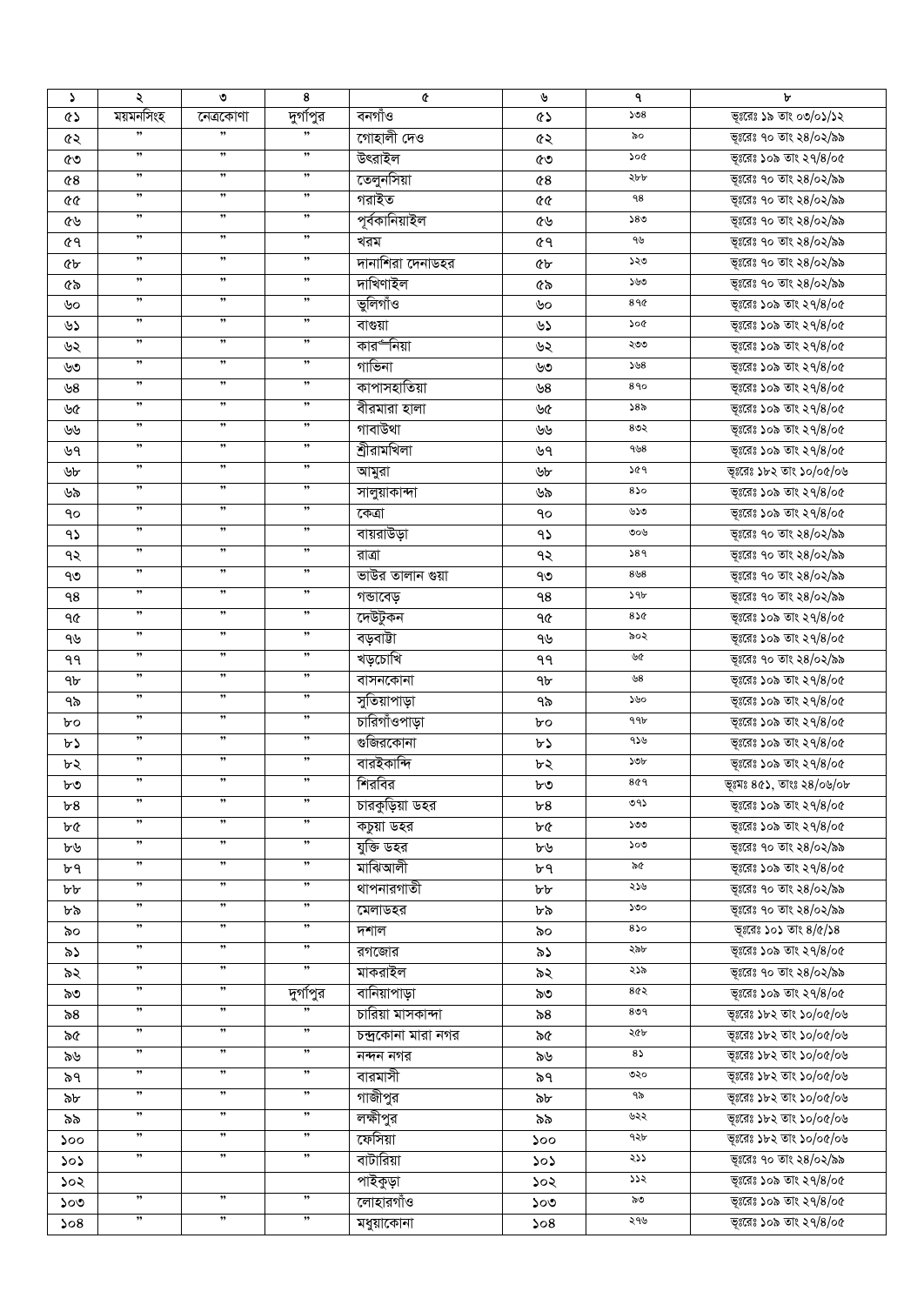| ১ | ২ | ৩ | ৪ | ৫ | ৬ | ৭ | ৮ |
|---|---|---|---|---|---|---|---|
| ৫১ | ময়মনসিংহ | নেত্রকোণা | দুর্গাপুর | বনগাঁও | ৫১ | ১৩৪ | ভূঃরেঃ ১৯ তাং ০৩/০১/১২ |
| ৫২ | " | " | " | গোহালী দেও | ৫২ | ৯০ | ভূঃরেঃ ৭০ তাং ২৪/০২/৯৯ |
| ৫৩ | " | " | " | উৎরাইল | ৫৩ | ১০৫ | ভূঃরেঃ ১০৯ তাং ২৭/৪/০৫ |
| ৫৪ | " | " | " | তেলুনসিয়া | ৫৪ | ২৮৮ | ভূঃরেঃ ৭০ তাং ২৪/০২/৯৯ |
| ৫৫ | " | " | " | গরাইত | ৫৫ | ৭৪ | ভূঃরেঃ ৭০ তাং ২৪/০২/৯৯ |
| ৫৬ | " | " | " | পূর্বকানিয়াইল | ৫৬ | ১৪৩ | ভূঃরেঃ ৭০ তাং ২৪/০২/৯৯ |
| ৫৭ | " | " | " | খরম | ৫৭ | ৭৬ | ভূঃরেঃ ৭০ তাং ২৪/০২/৯৯ |
| ৫৮ | " | " | " | দানাশিরা দেনাডহর | ৫৮ | ১২৩ | ভূঃরেঃ ৭০ তাং ২৪/০২/৯৯ |
| ৫৯ | " | " | " | দাখিণাইল | ৫৯ | ১৬৩ | ভূঃরেঃ ৭০ তাং ২৪/০২/৯৯ |
| ৬০ | " | " | " | ভুলিগাঁও | ৬০ | ৪৭৫ | ভূঃরেঃ ১০৯ তাং ২৭/৪/০৫ |
| ৬১ | " | " | " | বাগুয়া | ৬১ | ১০৫ | ভূঃরেঃ ১০৯ তাং ২৭/৪/০৫ |
| ৬২ | " | " | " | কারর্নিয়া | ৬২ | ২৩৩ | ভূঃরেঃ ১০৯ তাং ২৭/৪/০৫ |
| ৬৩ | " | " | " | গাভিনা | ৬৩ | ১৬৪ | ভূঃরেঃ ১০৯ তাং ২৭/৪/০৫ |
| ৬৪ | " | " | " | কাপাসহাতিয়া | ৬৪ | ৪৭০ | ভূঃরেঃ ১০৯ তাং ২৭/৪/০৫ |
| ৬৫ | " | " | " | বীরমারা হালা | ৬৫ | ১৪৯ | ভূঃরেঃ ১০৯ তাং ২৭/৪/০৫ |
| ৬৬ | " | " | " | গাবাউথা | ৬৬ | ৪৩২ | ভূঃরেঃ ১০৯ তাং ২৭/৪/০৫ |
| ৬৭ | " | " | " | শ্রীরামখিলা | ৬৭ | ৭৬৪ | ভূঃরেঃ ১০৯ তাং ২৭/৪/০৫ |
| ৬৮ | " | " | " | আমুরা | ৬৮ | ১৫৭ | ভূঃরেঃ ১৮২ তাং ১০/০৫/০৬ |
| ৬৯ | " | " | " | সালুয়াকান্দা | ৬৯ | ৪১০ | ভূঃরেঃ ১০৯ তাং ২৭/৪/০৫ |
| ৭০ | " | " | " | কেত্রা | ৭০ | ৬১৩ | ভূঃরেঃ ১০৯ তাং ২৭/৪/০৫ |
| ৭১ | " | " | " | বায়রাউড়া | ৭১ | ৩০৬ | ভূঃরেঃ ৭০ তাং ২৪/০২/৯৯ |
| ৭২ | " | " | " | রাত্রা | ৭২ | ১৪৭ | ভূঃরেঃ ৭০ তাং ২৪/০২/৯৯ |
| ৭৩ | " | " | " | ভাউর তালান গুয়া | ৭৩ | ৪৬৪ | ভূঃরেঃ ৭০ তাং ২৪/০২/৯৯ |
| ৭৪ | " | " | " | গন্ডাবেড় | ৭৪ | ১৭৮ | ভূঃরেঃ ৭০ তাং ২৪/০২/৯৯ |
| ৭৫ | " | " | " | দেউটুকন | ৭৫ | ৪১৫ | ভূঃরেঃ ১০৯ তাং ২৭/৪/০৫ |
| ৭৬ | " | " | " | বড়বাট্টা | ৭৬ | ৯০২ | ভূঃরেঃ ১০৯ তাং ২৭/৪/০৫ |
| ৭৭ | " | " | " | খড়চোখি | ৭৭ | ৬৫ | ভূঃরেঃ ৭০ তাং ২৪/০২/৯৯ |
| ৭৮ | " | " | " | বাসনকোনা | ৭৮ | ৬৪ | ভূঃরেঃ ১০৯ তাং ২৭/৪/০৫ |
| ৭৯ | " | " | " | সুতিয়াপাড়া | ৭৯ | ১৬০ | ভূঃরেঃ ১০৯ তাং ২৭/৪/০৫ |
| ৮০ | " | " | " | চারিগাঁওপাড়া | ৮০ | ৭৭৮ | ভূঃরেঃ ১০৯ তাং ২৭/৪/০৫ |
| ৮১ | " | " | " | গুজিরকোনা | ৮১ | ৭১৬ | ভূঃরেঃ ১০৯ তাং ২৭/৪/০৫ |
| ৮২ | " | " | " | বারইকান্দি | ৮২ | ১৩৮ | ভূঃরেঃ ১০৯ তাং ২৭/৪/০৫ |
| ৮৩ | " | " | " | শিরবির | ৮৩ | ৪৫৭ | ভূঃমঃ ৪৫১, তাংঃ ২৪/০৬/০৮ |
| ৮৪ | " | " | " | চারকুড়িয়া ডহর | ৮৪ | ৩৭১ | ভূঃরেঃ ১০৯ তাং ২৭/৪/০৫ |
| ৮৫ | " | " | " | কচুয়া ডহর | ৮৫ | ১৩৩ | ভূঃরেঃ ১০৯ তাং ২৭/৪/০৫ |
| ৮৬ | " | " | " | যুক্তি ডহর | ৮৬ | ১০৩ | ভূঃরেঃ ৭০ তাং ২৪/০২/৯৯ |
| ৮৭ | " | " | " | মাঝিআলী | ৮৭ | ৯৫ | ভূঃরেঃ ১০৯ তাং ২৭/৪/০৫ |
| ৮৮ | " | " | " | থাপনারগাতী | ৮৮ | ২১৬ | ভূঃরেঃ ৭০ তাং ২৪/০২/৯৯ |
| ৮৯ | " | " | " | মেলাডহর | ৮৯ | ১৩০ | ভূঃরেঃ ৭০ তাং ২৪/০২/৯৯ |
| ৯০ | " | " | " | দশাল | ৯০ | ৪১০ | ভূঃরেঃ ১০১ তাং ৪/৫/১৪ |
| ৯১ | " | " | " | রগজোর | ৯১ | ২৯৮ | ভূঃরেঃ ১০৯ তাং ২৭/৪/০৫ |
| ৯২ | " | " | " | মাকরাইল | ৯২ | ২১৯ | ভূঃরেঃ ৭০ তাং ২৪/০২/৯৯ |
| ৯৩ | " | " | দুর্গাপুর | বানিয়াপাড়া | ৯৩ | ৪৫২ | ভূঃরেঃ ১০৯ তাং ২৭/৪/০৫ |
| ৯৪ | " | " | " | চারিয়া মাসকান্দা | ৯৪ | ৪৩৭ | ভূঃরেঃ ১৮২ তাং ১০/০৫/০৬ |
| ৯৫ | " | " | " | চন্দ্রকোনা মারা নগর | ৯৫ | ২৫৮ | ভূঃরেঃ ১৮২ তাং ১০/০৫/০৬ |
| ৯৬ | " | " | " | নন্দন নগর | ৯৬ | ৪১ | ভূঃরেঃ ১৮২ তাং ১০/০৫/০৬ |
| ৯৭ | " | " | " | বারমাসী | ৯৭ | ৩২০ | ভূঃরেঃ ১৮২ তাং ১০/০৫/০৬ |
| ৯৮ | " | " | " | গাজীপুর | ৯৮ | ৭৯ | ভূঃরেঃ ১৮২ তাং ১০/০৫/০৬ |
| ৯৯ | " | " | " | লক্ষীপুর | ৯৯ | ৬২২ | ভূঃরেঃ ১৮২ তাং ১০/০৫/০৬ |
| ১০০ | " | " | " | ফেসিয়া | ১০০ | ৭২৮ | ভূঃরেঃ ১৮২ তাং ১০/০৫/০৬ |
| ১০১ | " | " | " | বাটারিয়া | ১০১ | ২১১ | ভূঃরেঃ ৭০ তাং ২৪/০২/৯৯ |
| ১০২ | | | | পাইকুড়া | ১০২ | ১১২ | ভূঃরেঃ ১০৯ তাং ২৭/৪/০৫ |
| ১০৩ | " | " | " | লোহারগাঁও | ১০৩ | ৯৩ | ভূঃরেঃ ১০৯ তাং ২৭/৪/০৫ |
| ১০৪ | " | " | " | মধুয়াকোনা | ১০৪ | ২৭৬ | ভূঃরেঃ ১০৯ তাং ২৭/৪/০৫ |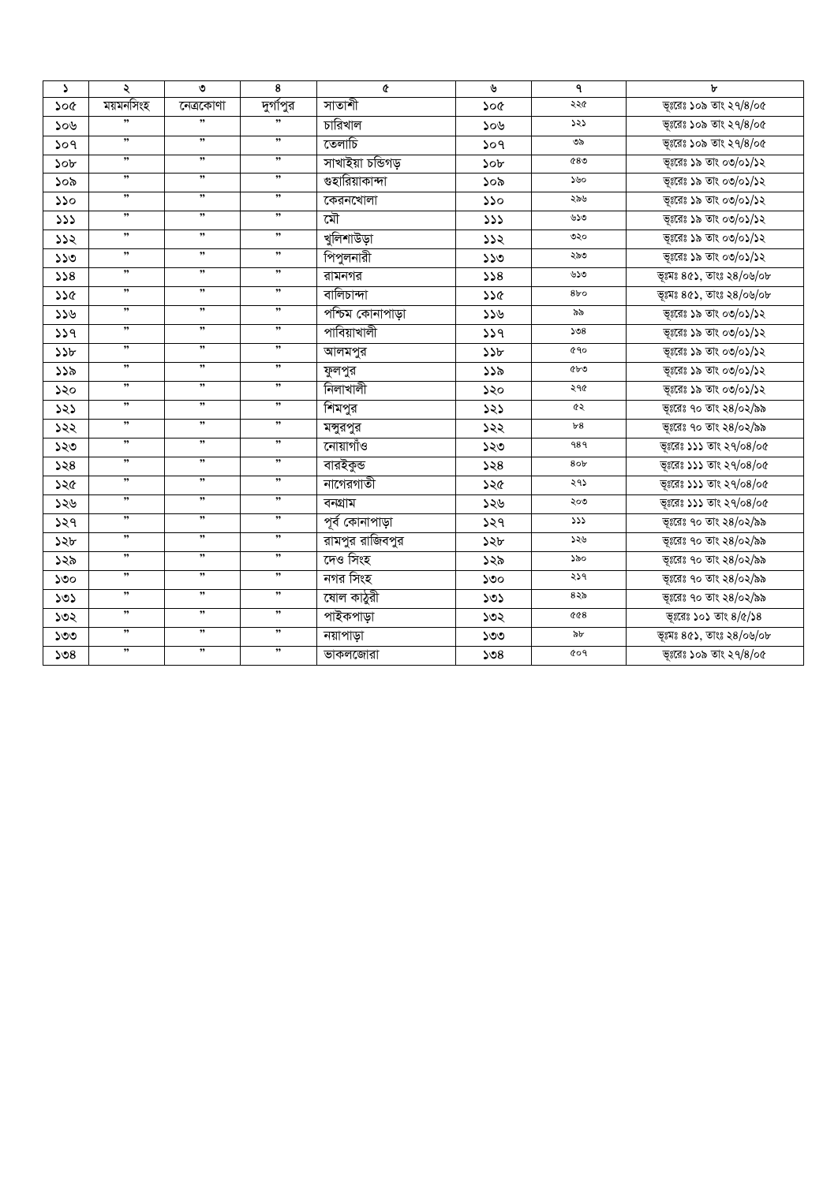| ১ | ২ | ৩ | ৪ | ৫ | ৬ | ৭ | ৮ |
|---|---|---|---|---|---|---|---|
| ১০৫ | ময়মনসিংহ | নেত্রকোণা | দুর্গাপুর | সাতাশী | ১০৫ | ২২৫ | ভূঃরেঃ ১০৯ তাং ২৭/৪/০৫ |
| ১০৬ | " | " | " | চারিখাল | ১০৬ | ১২১ | ভূঃরেঃ ১০৯ তাং ২৭/৪/০৫ |
| ১০৭ | " | " | " | তেলাচি | ১০৭ | ৩৯ | ভূঃরেঃ ১০৯ তাং ২৭/৪/০৫ |
| ১০৮ | " | " | " | সাখাইয়া চন্ডিগড় | ১০৮ | ৫৪৩ | ভূঃরেঃ ১৯ তাং ০৩/০১/১২ |
| ১০৯ | " | " | " | গুহারিয়াকান্দা | ১০৯ | ১৬০ | ভূঃরেঃ ১৯ তাং ০৩/০১/১২ |
| ১১০ | " | " | " | কেরনখোলা | ১১০ | ২৯৬ | ভূঃরেঃ ১৯ তাং ০৩/০১/১২ |
| ১১১ | " | " | " | মৌ | ১১১ | ৬১৩ | ভূঃরেঃ ১৯ তাং ০৩/০১/১২ |
| ১১২ | " | " | " | খুলিশাউড়া | ১১২ | ৩২০ | ভূঃরেঃ ১৯ তাং ০৩/০১/১২ |
| ১১৩ | " | " | " | পিপুলনারী | ১১৩ | ২৯৩ | ভূঃরেঃ ১৯ তাং ০৩/০১/১২ |
| ১১৪ | " | " | " | রামনগর | ১১৪ | ৬১৩ | ভূঃমঃ ৪৫১, তাংঃ ২৪/০৬/০৮ |
| ১১৫ | " | " | " | বালিচান্দা | ১১৫ | ৪৮০ | ভূঃমঃ ৪৫১, তাংঃ ২৪/০৬/০৮ |
| ১১৬ | " | " | " | পশ্চিম কোনাপাড়া | ১১৬ | ৯৯ | ভূঃরেঃ ১৯ তাং ০৩/০১/১২ |
| ১১৭ | " | " | " | পাবিয়াখালী | ১১৭ | ১৩৪ | ভূঃরেঃ ১৯ তাং ০৩/০১/১২ |
| ১১৮ | " | " | " | আলমপুর | ১১৮ | ৫৭০ | ভূঃরেঃ ১৯ তাং ০৩/০১/১২ |
| ১১৯ | " | " | " | ফুলপুর | ১১৯ | ৫৮৩ | ভূঃরেঃ ১৯ তাং ০৩/০১/১২ |
| ১২০ | " | " | " | নিলাখালী | ১২০ | ২৭৫ | ভূঃরেঃ ১৯ তাং ০৩/০১/১২ |
| ১২১ | " | " | " | শিমপুর | ১২১ | ৫২ | ভূঃরেঃ ৭০ তাং ২৪/০২/৯৯ |
| ১২২ | " | " | " | মন্সুরপুর | ১২২ | ৮৪ | ভূঃরেঃ ৭০ তাং ২৪/০২/৯৯ |
| ১২৩ | " | " | " | নোয়াগাঁও | ১২৩ | ৭৪৭ | ভূঃরেঃ ১১১ তাং ২৭/০৪/০৫ |
| ১২৪ | " | " | " | বারইকুন্ড | ১২৪ | ৪০৮ | ভূঃরেঃ ১১১ তাং ২৭/০৪/০৫ |
| ১২৫ | " | " | " | নাগেরগাতী | ১২৫ | ২৭১ | ভূঃরেঃ ১১১ তাং ২৭/০৪/০৫ |
| ১২৬ | " | " | " | বনগ্রাম | ১২৬ | ২০৩ | ভূঃরেঃ ১১১ তাং ২৭/০৪/০৫ |
| ১২৭ | " | " | " | পূর্ব কোনাপাড়া | ১২৭ | ১১১ | ভূঃরেঃ ৭০ তাং ২৪/০২/৯৯ |
| ১২৮ | " | " | " | রামপুর রাজিবপুর | ১২৮ | ১২৬ | ভূঃরেঃ ৭০ তাং ২৪/০২/৯৯ |
| ১২৯ | " | " | " | দেও সিংহ | ১২৯ | ১৯০ | ভূঃরেঃ ৭০ তাং ২৪/০২/৯৯ |
| ১৩০ | " | " | " | নগর সিংহ | ১৩০ | ২১৭ | ভূঃরেঃ ৭০ তাং ২৪/০২/৯৯ |
| ১৩১ | " | " | " | ষোল কাঠুরী | ১৩১ | ৪২৯ | ভূঃরেঃ ৭০ তাং ২৪/০২/৯৯ |
| ১৩২ | " | " | " | পাইকপাড়া | ১৩২ | ৫৫৪ | ভূঃরেঃ ১০১ তাং ৪/৫/১৪ |
| ১৩৩ | " | " | " | নয়াপাড়া | ১৩৩ | ৯৮ | ভূঃমঃ ৪৫১, তাংঃ ২৪/০৬/০৮ |
| ১৩৪ | " | " | " | ভাকলজোরা | ১৩৪ | ৫০৭ | ভূঃরেঃ ১০৯ তাং ২৭/৪/০৫ |